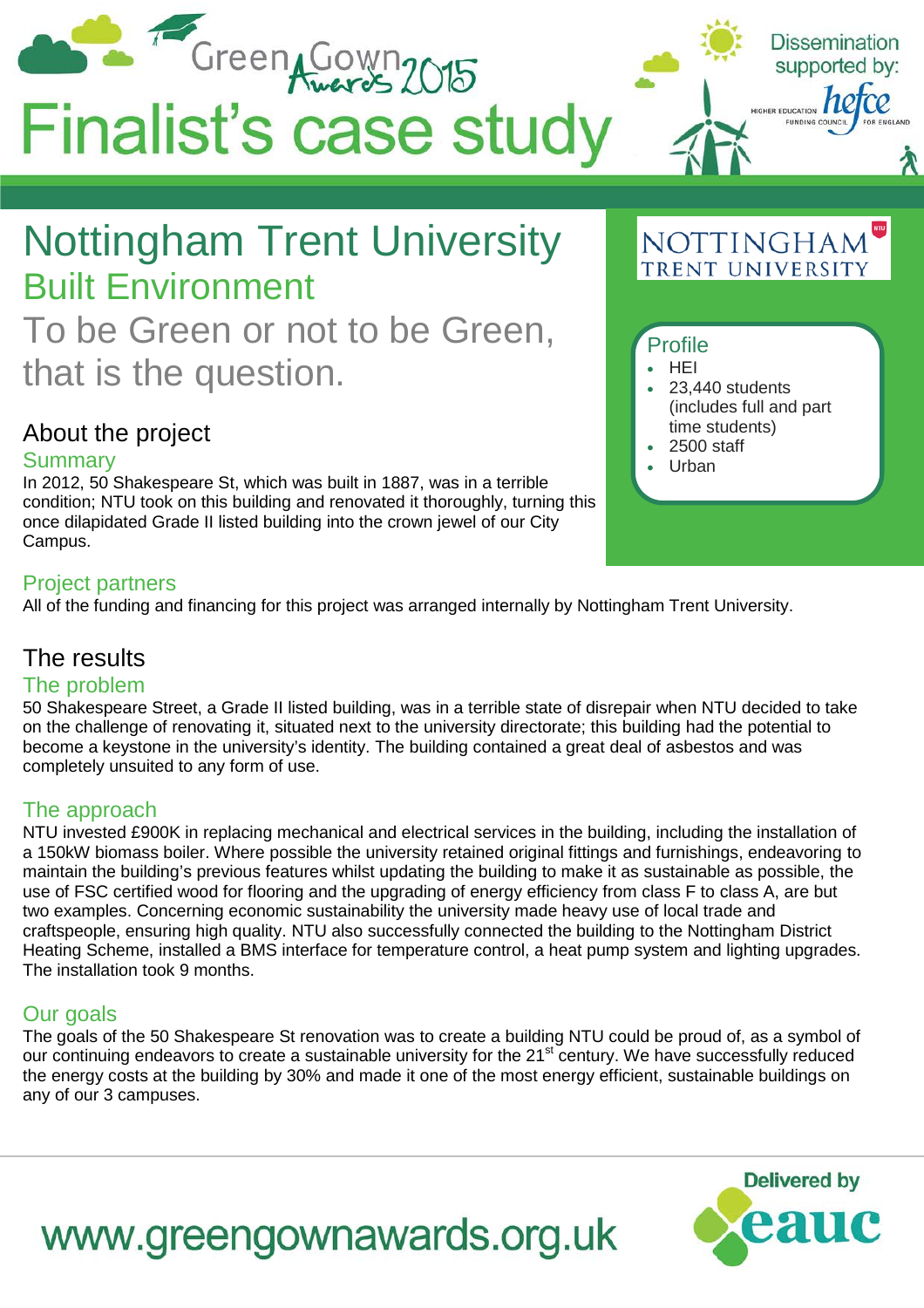Green Gown Awards 2015

# Finalist's case study

Dissemination supported by: Higher Education Funding Council for England (hefce)

# Nottingham Trent University

## Built Environment

## To be Green or not to be Green, that is the question.

### Profile

- HEI
- 23,440 students (includes full and part time students)
- 2500 staff
- Urban

## About the project

### Summary

In 2012, 50 Shakespeare St, which was built in 1887, was in a terrible condition; NTU took on this building and renovated it thoroughly, turning this once dilapidated Grade II listed building into the crown jewel of our City Campus.

### Project partners

All of the funding and financing for this project was arranged internally by Nottingham Trent University.

## The results

### The problem

50 Shakespeare Street, a Grade II listed building, was in a terrible state of disrepair when NTU decided to take on the challenge of renovating it, situated next to the university directorate; this building had the potential to become a keystone in the university's identity. The building contained a great deal of asbestos and was completely unsuited to any form of use.

### The approach

NTU invested £900K in replacing mechanical and electrical services in the building, including the installation of a 150kW biomass boiler. Where possible the university retained original fittings and furnishings, endeavoring to maintain the building's previous features whilst updating the building to make it as sustainable as possible, the use of FSC certified wood for flooring and the upgrading of energy efficiency from class F to class A, are but two examples. Concerning economic sustainability the university made heavy use of local trade and craftspeople, ensuring high quality. NTU also successfully connected the building to the Nottingham District Heating Scheme, installed a BMS interface for temperature control, a heat pump system and lighting upgrades. The installation took 9 months.

### Our goals

The goals of the 50 Shakespeare St renovation was to create a building NTU could be proud of, as a symbol of our continuing endeavors to create a sustainable university for the 21st century. We have successfully reduced the energy costs at the building by 30% and made it one of the most energy efficient, sustainable buildings on any of our 3 campuses.

www.greengownawards.org.uk

Delivered by eauc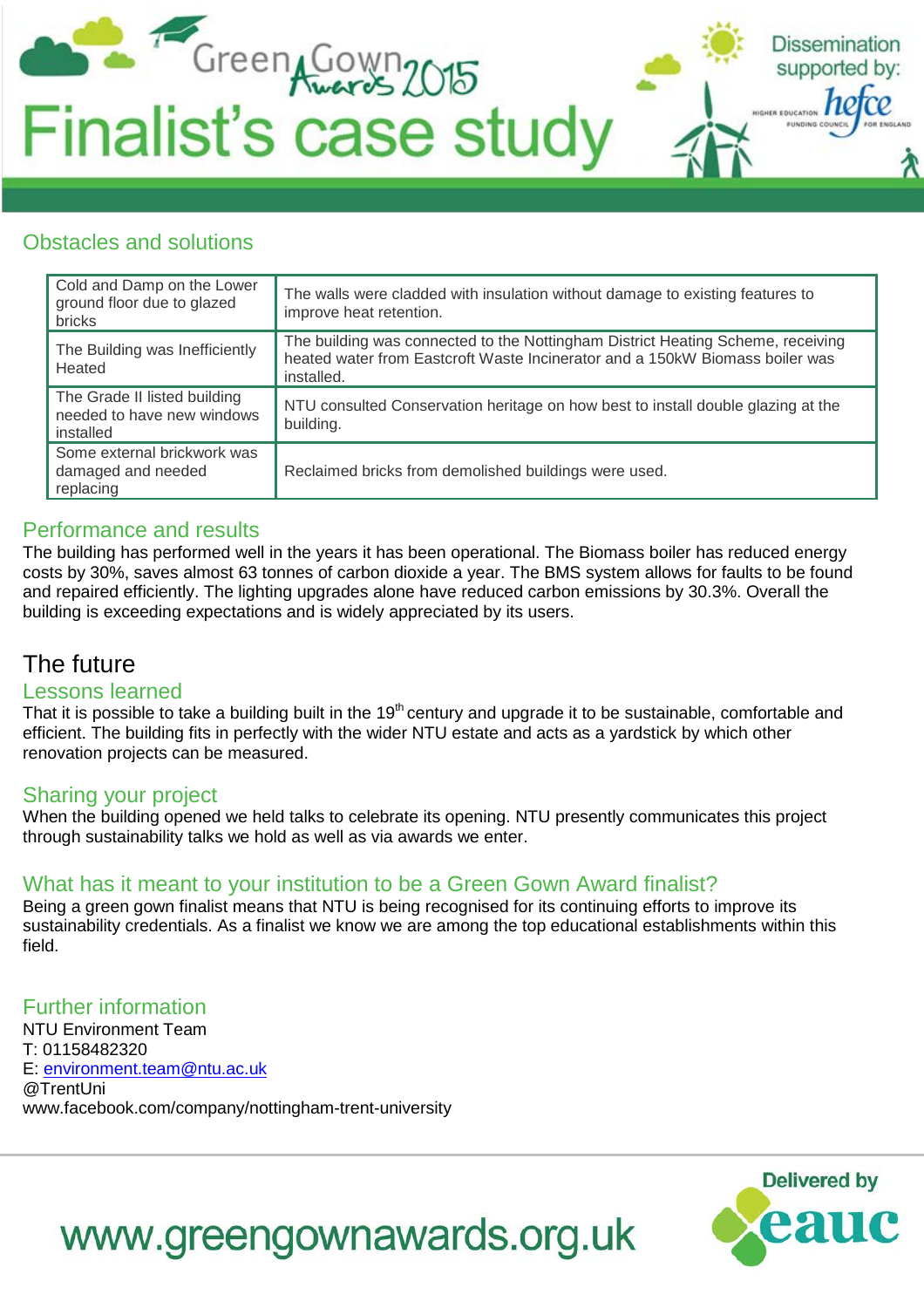## Obstacles and solutions

| | |
|---|---|
| Cold and Damp on the Lower ground floor due to glazed bricks | The walls were cladded with insulation without damage to existing features to improve heat retention. |
| The Building was Inefficiently Heated | The building was connected to the Nottingham District Heating Scheme, receiving heated water from Eastcroft Waste Incinerator and a 150kW Biomass boiler was installed. |
| The Grade II listed building needed to have new windows installed | NTU consulted Conservation heritage on how best to install double glazing at the building. |
| Some external brickwork was damaged and needed replacing | Reclaimed bricks from demolished buildings were used. |

## Performance and results

The building has performed well in the years it has been operational. The Biomass boiler has reduced energy costs by 30%, saves almost 63 tonnes of carbon dioxide a year. The BMS system allows for faults to be found and repaired efficiently. The lighting upgrades alone have reduced carbon emissions by 30.3%. Overall the building is exceeding expectations and is widely appreciated by its users.

# The future

## Lessons learned

That it is possible to take a building built in the 19th century and upgrade it to be sustainable, comfortable and efficient. The building fits in perfectly with the wider NTU estate and acts as a yardstick by which other renovation projects can be measured.

## Sharing your project

When the building opened we held talks to celebrate its opening. NTU presently communicates this project through sustainability talks we hold as well as via awards we enter.

## What has it meant to your institution to be a Green Gown Award finalist?

Being a green gown finalist means that NTU is being recognised for its continuing efforts to improve its sustainability credentials. As a finalist we know we are among the top educational establishments within this field.

## Further information

NTU Environment Team
T: 01158482320
E: environment.team@ntu.ac.uk
@TrentUni
www.facebook.com/company/nottingham-trent-university